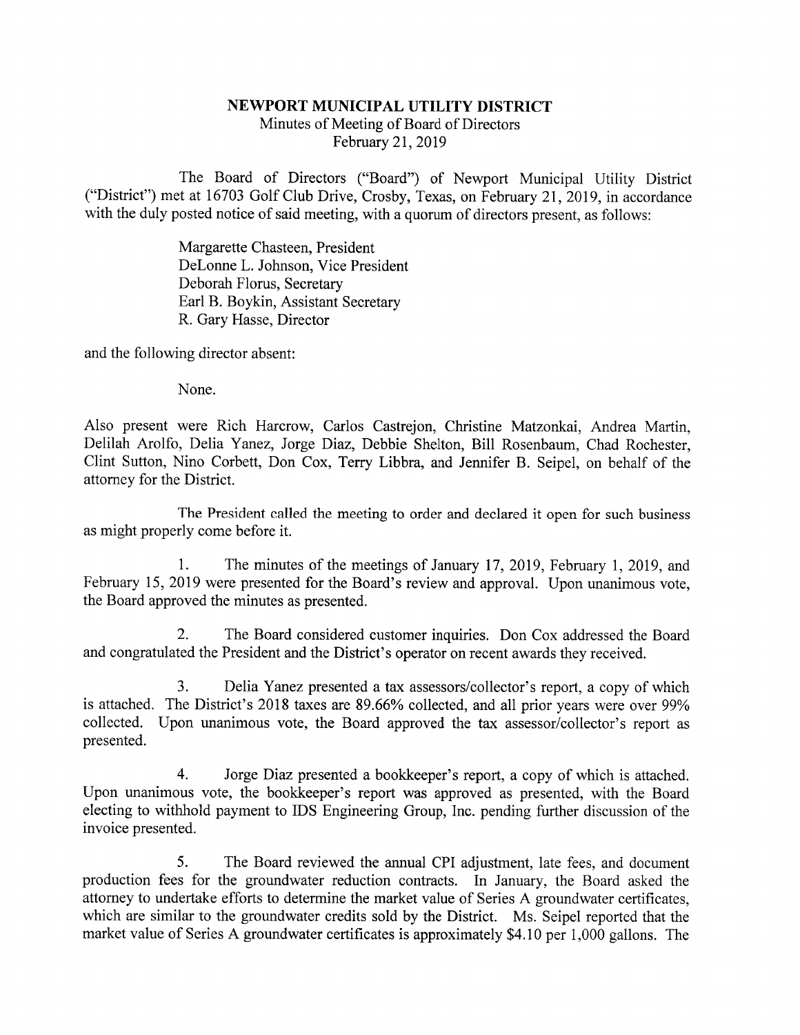# NEWPORT MUNICIPAL UTILITY DISTRICT

Minutes of Meeting of Board of Directors
February 21, 2019

The Board of Directors ("Board") of Newport Municipal Utility District ("District") met at 16703 Golf Club Drive, Crosby, Texas, on February 21, 2019, in accordance with the duly posted notice of said meeting, with a quorum of directors present, as follows:

Margarette Chasteen, President
DeLonne L. Johnson, Vice President
Deborah Florus, Secretary
Earl B. Boykin, Assistant Secretary
R. Gary Hasse, Director

and the following director absent:

None.

Also present were Rich Harcrow, Carlos Castrejon, Christine Matzonkai, Andrea Martin, Delilah Arolfo, Delia Yanez, Jorge Diaz, Debbie Shelton, Bill Rosenbaum, Chad Rochester, Clint Sutton, Nino Corbett, Don Cox, Terry Libbra, and Jennifer B. Seipel, on behalf of the attorney for the District.

The President called the meeting to order and declared it open for such business as might properly come before it.

1. The minutes of the meetings of January 17, 2019, February 1, 2019, and February 15, 2019 were presented for the Board's review and approval. Upon unanimous vote, the Board approved the minutes as presented.

2. The Board considered customer inquiries. Don Cox addressed the Board and congratulated the President and the District's operator on recent awards they received.

3. Delia Yanez presented a tax assessors/collector's report, a copy of which is attached. The District's 2018 taxes are 89.66% collected, and all prior years were over 99% collected. Upon unanimous vote, the Board approved the tax assessor/collector's report as presented.

4. Jorge Diaz presented a bookkeeper's report, a copy of which is attached. Upon unanimous vote, the bookkeeper's report was approved as presented, with the Board electing to withhold payment to IDS Engineering Group, Inc. pending further discussion of the invoice presented.

5. The Board reviewed the annual CPI adjustment, late fees, and document production fees for the groundwater reduction contracts. In January, the Board asked the attorney to undertake efforts to determine the market value of Series A groundwater certificates, which are similar to the groundwater credits sold by the District. Ms. Seipel reported that the market value of Series A groundwater certificates is approximately $4.10 per 1,000 gallons. The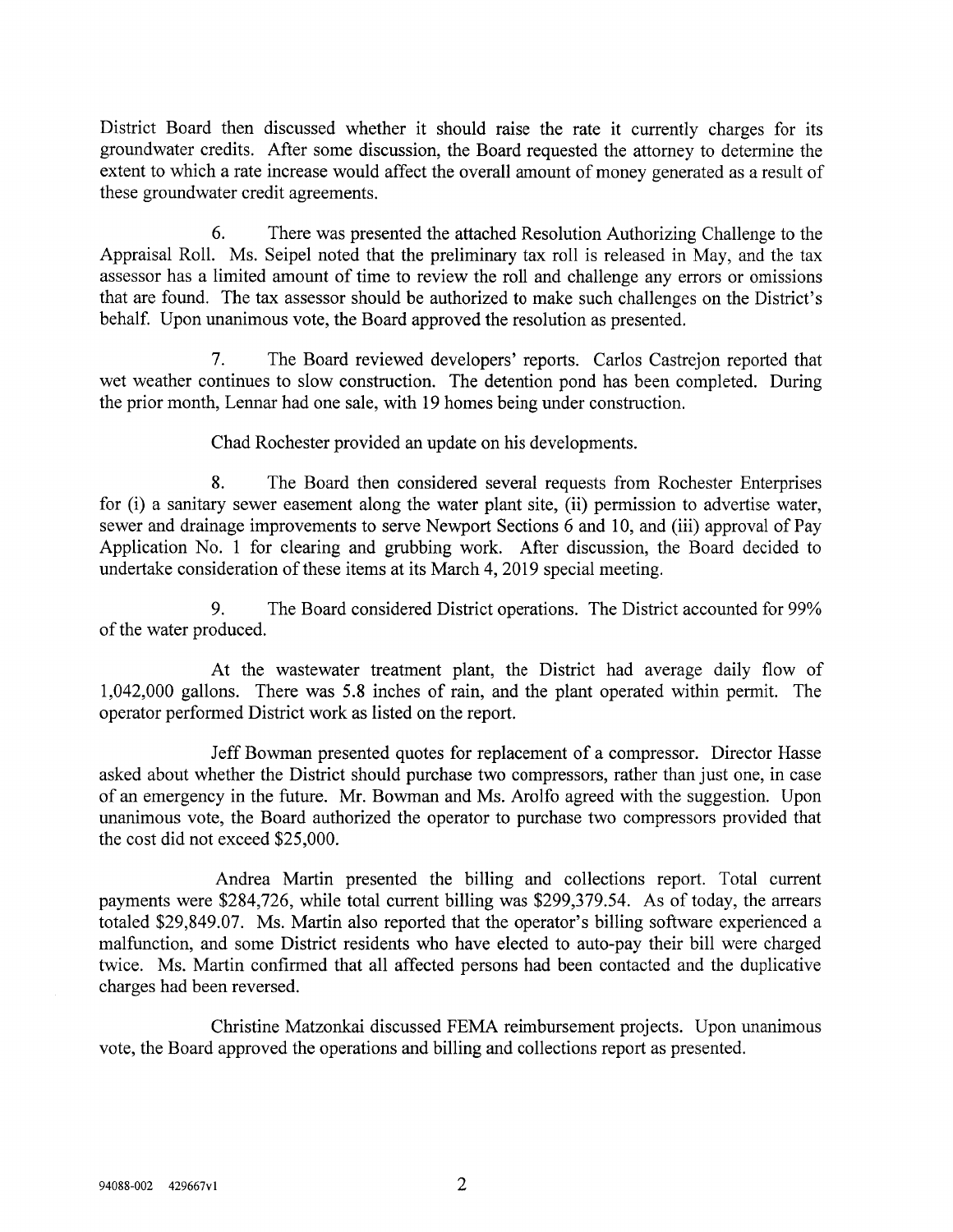District Board then discussed whether it should raise the rate it currently charges for its groundwater credits. After some discussion, the Board requested the attorney to determine the extent to which a rate increase would affect the overall amount of money generated as a result of these groundwater credit agreements.

6. There was presented the attached Resolution Authorizing Challenge to the Appraisal Roll. Ms. Seipel noted that the preliminary tax roll is released in May, and the tax assessor has a limited amount of time to review the roll and challenge any errors or omissions that are found. The tax assessor should be authorized to make such challenges on the District's behalf. Upon unanimous vote, the Board approved the resolution as presented.

7. The Board reviewed developers' reports. Carlos Castrejon reported that wet weather continues to slow construction. The detention pond has been completed. During the prior month, Lennar had one sale, with 19 homes being under construction.

Chad Rochester provided an update on his developments.

8. The Board then considered several requests from Rochester Enterprises for (i) a sanitary sewer easement along the water plant site, (ii) permission to advertise water, sewer and drainage improvements to serve Newport Sections 6 and 10, and (iii) approval of Pay Application No. 1 for clearing and grubbing work. After discussion, the Board decided to undertake consideration of these items at its March 4, 2019 special meeting.

9. The Board considered District operations. The District accounted for 99% of the water produced.

At the wastewater treatment plant, the District had average daily flow of 1,042,000 gallons. There was 5.8 inches of rain, and the plant operated within permit. The operator performed District work as listed on the report.

Jeff Bowman presented quotes for replacement of a compressor. Director Hasse asked about whether the District should purchase two compressors, rather than just one, in case of an emergency in the future. Mr. Bowman and Ms. Arolfo agreed with the suggestion. Upon unanimous vote, the Board authorized the operator to purchase two compressors provided that the cost did not exceed $25,000.

Andrea Martin presented the billing and collections report. Total current payments were $284,726, while total current billing was $299,379.54. As of today, the arrears totaled $29,849.07. Ms. Martin also reported that the operator's billing software experienced a malfunction, and some District residents who have elected to auto-pay their bill were charged twice. Ms. Martin confirmed that all affected persons had been contacted and the duplicative charges had been reversed.

Christine Matzonkai discussed FEMA reimbursement projects. Upon unanimous vote, the Board approved the operations and billing and collections report as presented.

94088-002 429667v1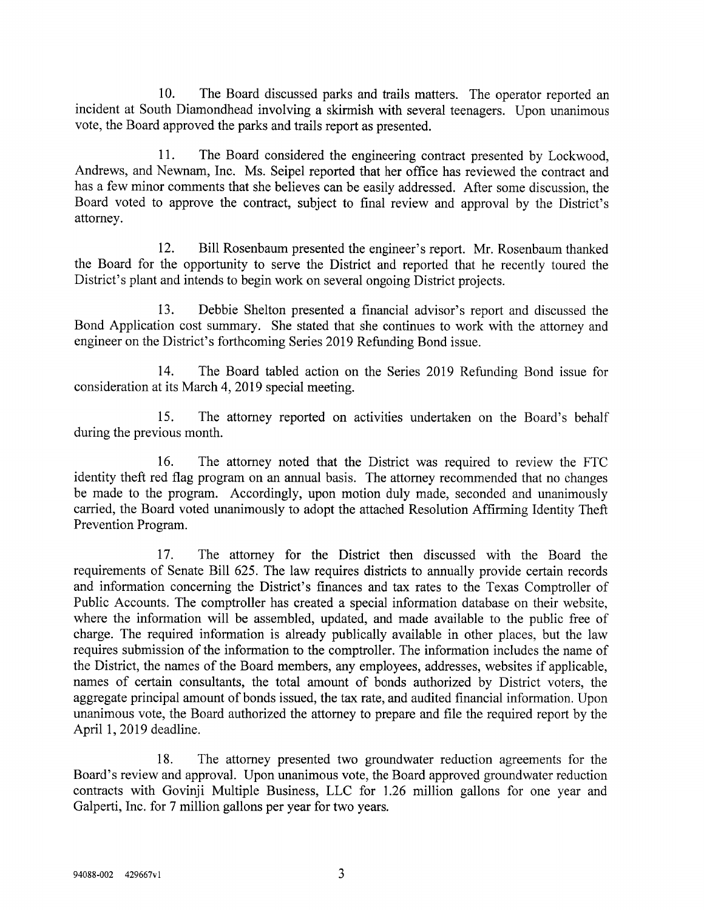10. The Board discussed parks and trails matters. The operator reported an incident at South Diamondhead involving a skirmish with several teenagers. Upon unanimous vote, the Board approved the parks and trails report as presented.

11. The Board considered the engineering contract presented by Lockwood, Andrews, and Newnam, Inc. Ms. Seipel reported that her office has reviewed the contract and has a few minor comments that she believes can be easily addressed. After some discussion, the Board voted to approve the contract, subject to final review and approval by the District's attorney.

12. Bill Rosenbaum presented the engineer's report. Mr. Rosenbaum thanked the Board for the opportunity to serve the District and reported that he recently toured the District's plant and intends to begin work on several ongoing District projects.

13. Debbie Shelton presented a financial advisor's report and discussed the Bond Application cost summary. She stated that she continues to work with the attorney and engineer on the District's forthcoming Series 2019 Refunding Bond issue.

14. The Board tabled action on the Series 2019 Refunding Bond issue for consideration at its March 4, 2019 special meeting.

15. The attorney reported on activities undertaken on the Board's behalf during the previous month.

16. The attorney noted that the District was required to review the FTC identity theft red flag program on an annual basis. The attorney recommended that no changes be made to the program. Accordingly, upon motion duly made, seconded and unanimously carried, the Board voted unanimously to adopt the attached Resolution Affirming Identity Theft Prevention Program.

17. The attorney for the District then discussed with the Board the requirements of Senate Bill 625. The law requires districts to annually provide certain records and information concerning the District's finances and tax rates to the Texas Comptroller of Public Accounts. The comptroller has created a special information database on their website, where the information will be assembled, updated, and made available to the public free of charge. The required information is already publically available in other places, but the law requires submission of the information to the comptroller. The information includes the name of the District, the names of the Board members, any employees, addresses, websites if applicable, names of certain consultants, the total amount of bonds authorized by District voters, the aggregate principal amount of bonds issued, the tax rate, and audited financial information. Upon unanimous vote, the Board authorized the attorney to prepare and file the required report by the April 1, 2019 deadline.

18. The attorney presented two groundwater reduction agreements for the Board's review and approval. Upon unanimous vote, the Board approved groundwater reduction contracts with Govinji Multiple Business, LLC for 1.26 million gallons for one year and Galperti, Inc. for 7 million gallons per year for two years.

94088-002 429667v1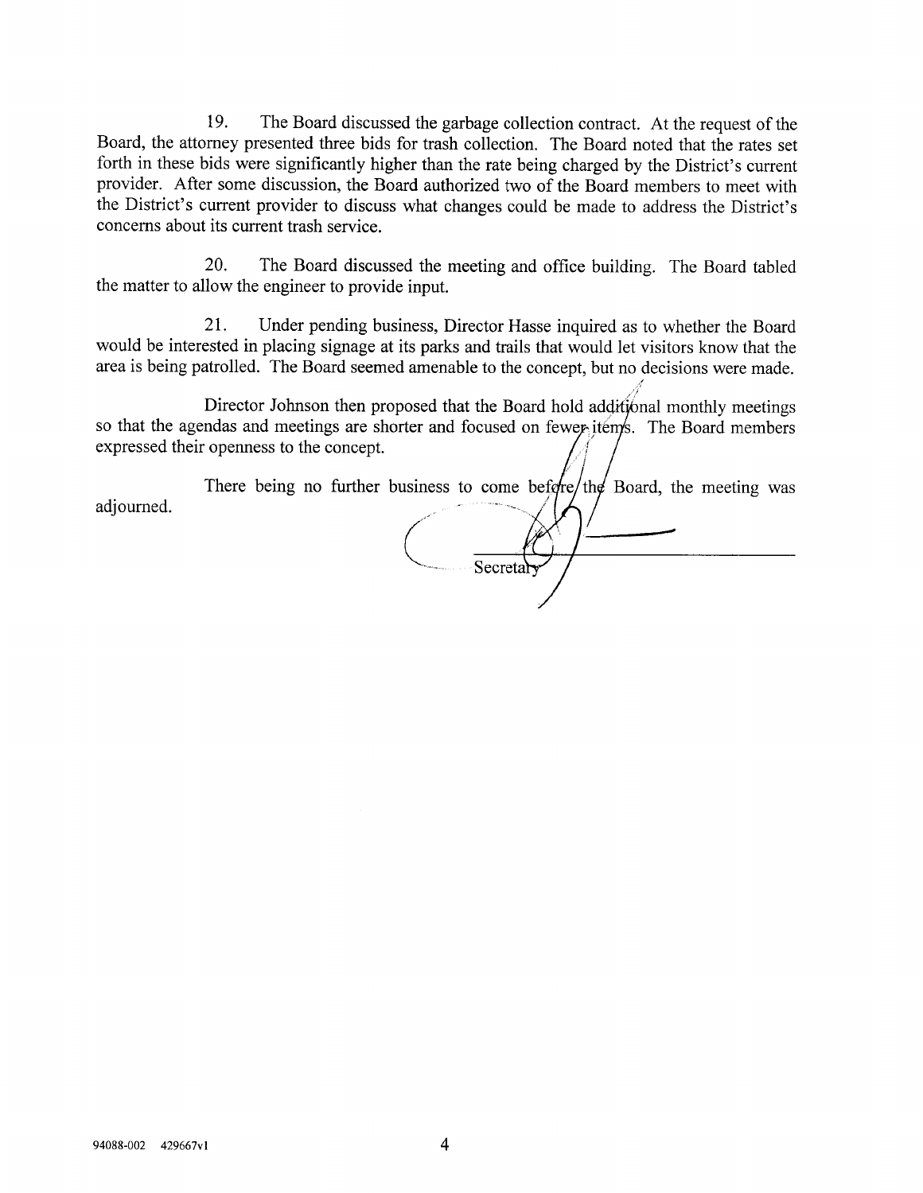19. The Board discussed the garbage collection contract. At the request of the Board, the attorney presented three bids for trash collection. The Board noted that the rates set forth in these bids were significantly higher than the rate being charged by the District's current provider. After some discussion, the Board authorized two of the Board members to meet with the District's current provider to discuss what changes could be made to address the District's concerns about its current trash service.

20. The Board discussed the meeting and office building. The Board tabled the matter to allow the engineer to provide input.

21. Under pending business, Director Hasse inquired as to whether the Board would be interested in placing signage at its parks and trails that would let visitors know that the area is being patrolled. The Board seemed amenable to the concept, but no decisions were made.

Director Johnson then proposed that the Board hold additional monthly meetings so that the agendas and meetings are shorter and focused on fewer items. The Board members expressed their openness to the concept.

There being no further business to come before the Board, the meeting was adjourned.

Secretary

94088-002 429667v1